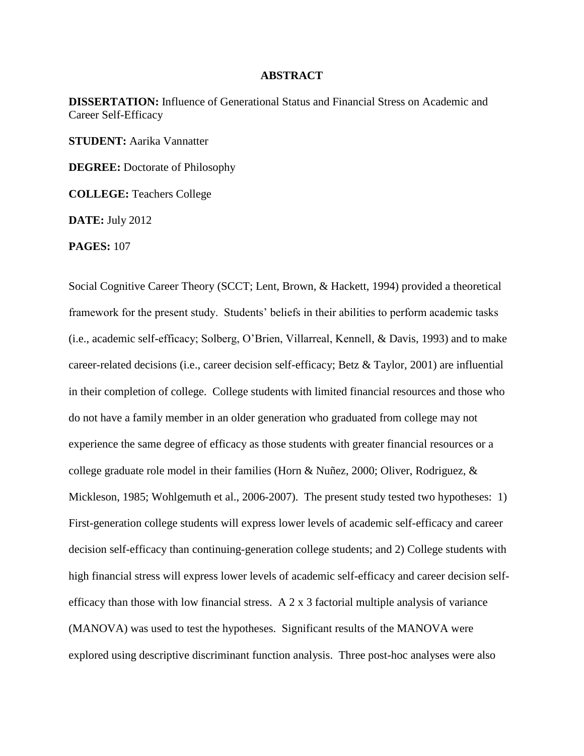## ABSTRACT

**DISSERTATION:** Influence of Generational Status and Financial Stress on Academic and Career Self-Efficacy

**STUDENT:** Aarika Vannatter

**DEGREE:** Doctorate of Philosophy

**COLLEGE:** Teachers College

**DATE:** July 2012

**PAGES:** 107

Social Cognitive Career Theory (SCCT; Lent, Brown, & Hackett, 1994) provided a theoretical framework for the present study. Students' beliefs in their abilities to perform academic tasks (i.e., academic self-efficacy; Solberg, O'Brien, Villarreal, Kennell, & Davis, 1993) and to make career-related decisions (i.e., career decision self-efficacy; Betz & Taylor, 2001) are influential in their completion of college. College students with limited financial resources and those who do not have a family member in an older generation who graduated from college may not experience the same degree of efficacy as those students with greater financial resources or a college graduate role model in their families (Horn & Nuñez, 2000; Oliver, Rodriguez, & Mickleson, 1985; Wohlgemuth et al., 2006-2007). The present study tested two hypotheses: 1) First-generation college students will express lower levels of academic self-efficacy and career decision self-efficacy than continuing-generation college students; and 2) College students with high financial stress will express lower levels of academic self-efficacy and career decision self-efficacy than those with low financial stress. A 2 x 3 factorial multiple analysis of variance (MANOVA) was used to test the hypotheses. Significant results of the MANOVA were explored using descriptive discriminant function analysis. Three post-hoc analyses were also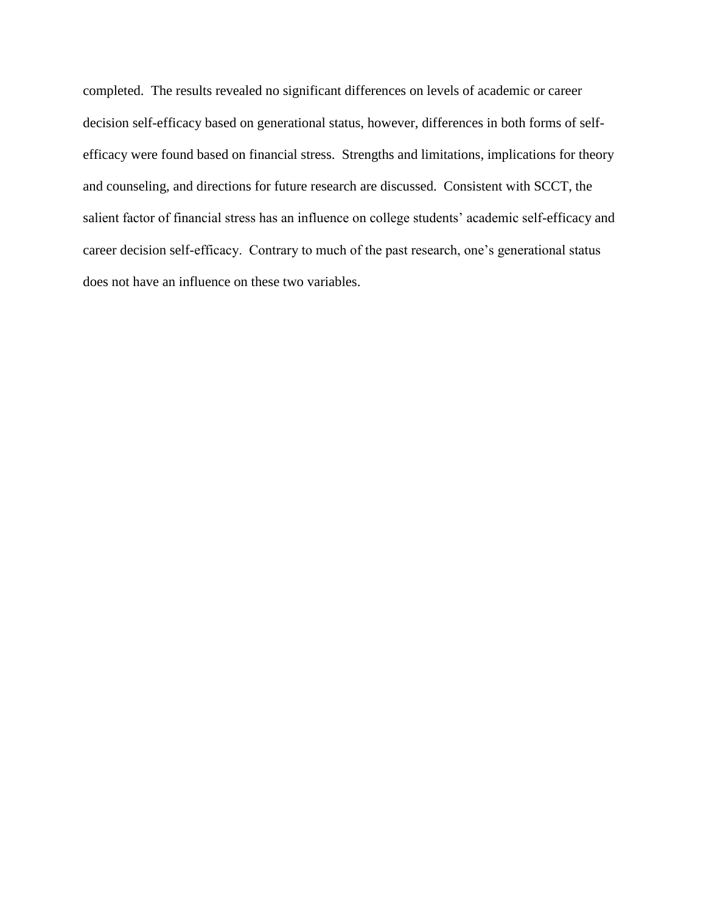completed. The results revealed no significant differences on levels of academic or career decision self-efficacy based on generational status, however, differences in both forms of self-efficacy were found based on financial stress. Strengths and limitations, implications for theory and counseling, and directions for future research are discussed. Consistent with SCCT, the salient factor of financial stress has an influence on college students' academic self-efficacy and career decision self-efficacy. Contrary to much of the past research, one's generational status does not have an influence on these two variables.